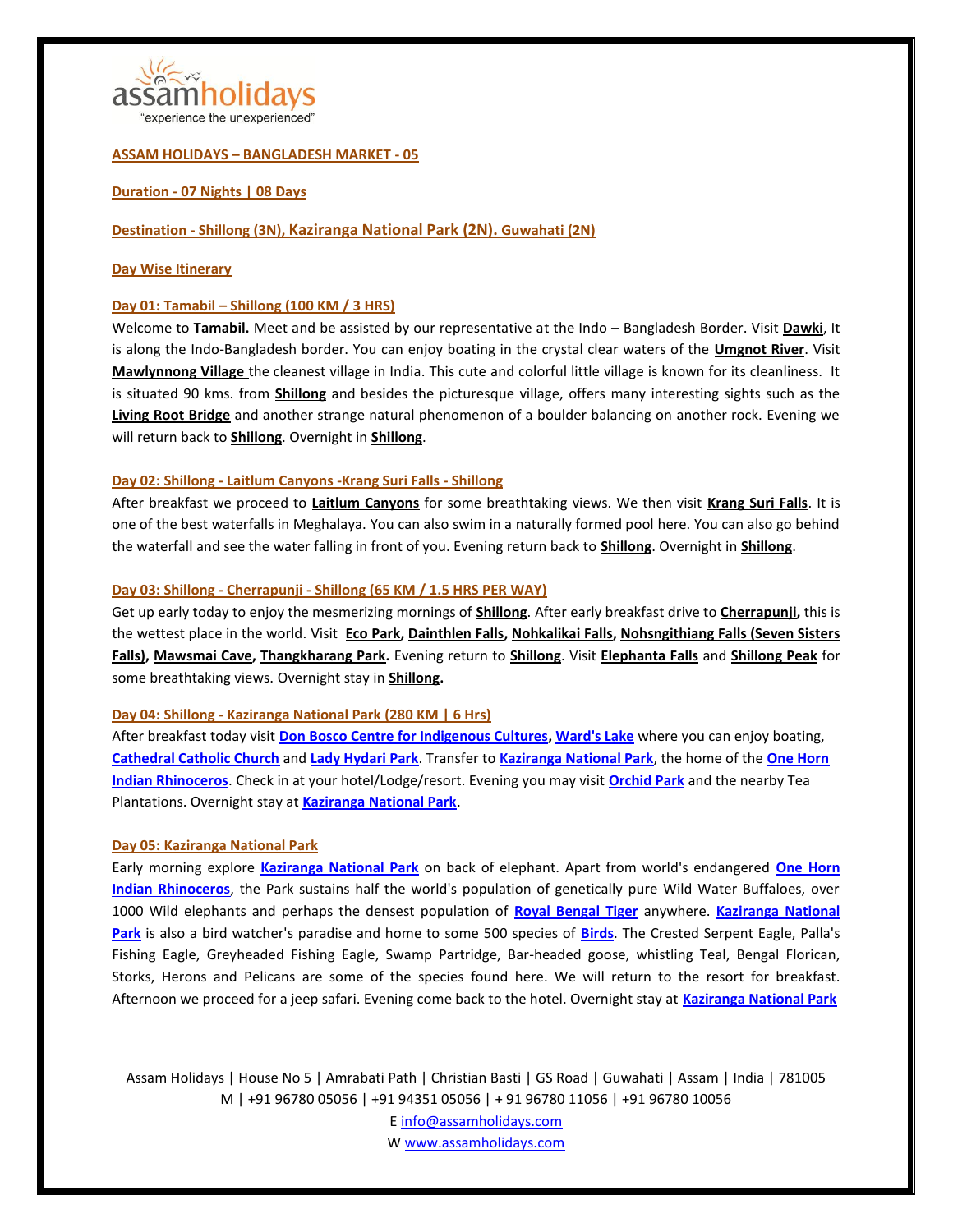assamholidays
"experience the unexperienced"

## ASSAM HOLIDAYS – BANGLADESH MARKET - 05

**Duration - 07 Nights | 08 Days**

**Destination - Shillong (3N), Kaziranga National Park (2N). Guwahati (2N)**

### Day Wise Itinerary

#### Day 01: Tamabil – Shillong (100 KM / 3 HRS)

Welcome to **Tamabil.** Meet and be assisted by our representative at the Indo – Bangladesh Border. Visit **Dawki**, It is along the Indo-Bangladesh border. You can enjoy boating in the crystal clear waters of the **Umgnot River**. Visit **Mawlynnong Village** the cleanest village in India. This cute and colorful little village is known for its cleanliness. It is situated 90 kms. from **Shillong** and besides the picturesque village, offers many interesting sights such as the **Living Root Bridge** and another strange natural phenomenon of a boulder balancing on another rock. Evening we will return back to **Shillong**. Overnight in **Shillong**.

#### Day 02: Shillong - Laitlum Canyons -Krang Suri Falls - Shillong

After breakfast we proceed to **Laitlum Canyons** for some breathtaking views. We then visit **Krang Suri Falls**. It is one of the best waterfalls in Meghalaya. You can also swim in a naturally formed pool here. You can also go behind the waterfall and see the water falling in front of you. Evening return back to **Shillong**. Overnight in **Shillong**.

#### Day 03: Shillong - Cherrapunji - Shillong (65 KM / 1.5 HRS PER WAY)

Get up early today to enjoy the mesmerizing mornings of **Shillong**. After early breakfast drive to **Cherrapunji,** this is the wettest place in the world. Visit **Eco Park, Dainthlen Falls, Nohkalikai Falls, Nohsngithiang Falls (Seven Sisters Falls), Mawsmai Cave, Thangkharang Park.** Evening return to **Shillong**. Visit **Elephanta Falls** and **Shillong Peak** for some breathtaking views. Overnight stay in **Shillong.**

#### Day 04: Shillong - Kaziranga National Park (280 KM | 6 Hrs)

After breakfast today visit **Don Bosco Centre for Indigenous Cultures, Ward's Lake** where you can enjoy boating, **Cathedral Catholic Church** and **Lady Hydari Park**. Transfer to **Kaziranga National Park**, the home of the **One Horn Indian Rhinoceros**. Check in at your hotel/Lodge/resort. Evening you may visit **Orchid Park** and the nearby Tea Plantations. Overnight stay at **Kaziranga National Park**.

#### Day 05: Kaziranga National Park

Early morning explore **Kaziranga National Park** on back of elephant. Apart from world's endangered **One Horn Indian Rhinoceros**, the Park sustains half the world's population of genetically pure Wild Water Buffaloes, over 1000 Wild elephants and perhaps the densest population of **Royal Bengal Tiger** anywhere. **Kaziranga National Park** is also a bird watcher's paradise and home to some 500 species of **Birds**. The Crested Serpent Eagle, Palla's Fishing Eagle, Greyheaded Fishing Eagle, Swamp Partridge, Bar-headed goose, whistling Teal, Bengal Florican, Storks, Herons and Pelicans are some of the species found here. We will return to the resort for breakfast. Afternoon we proceed for a jeep safari. Evening come back to the hotel. Overnight stay at **Kaziranga National Park**

Assam Holidays | House No 5 | Amrabati Path | Christian Basti | GS Road | Guwahati | Assam | India | 781005
M | +91 96780 05056 | +91 94351 05056 | + 91 96780 11056 | +91 96780 10056
E info@assamholidays.com
W www.assamholidays.com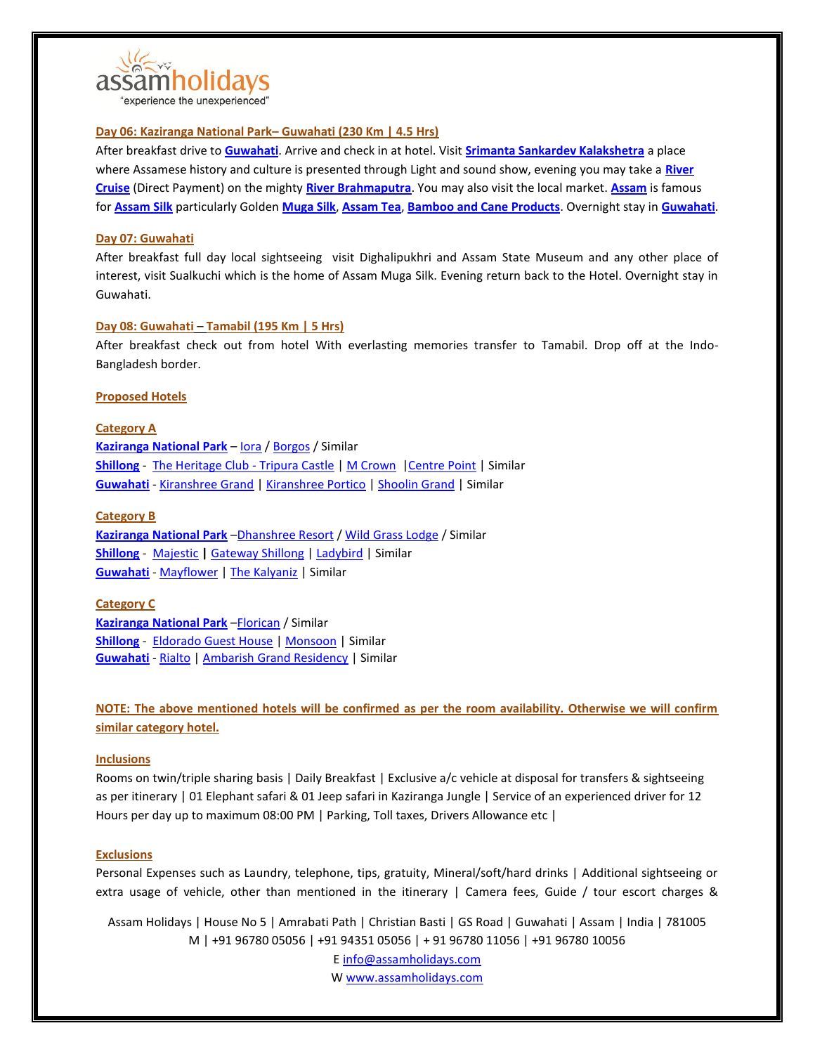### Day 06: Kaziranga National Park– Guwahati (230 Km | 4.5 Hrs)

After breakfast drive to **Guwahati**. Arrive and check in at hotel. Visit **Srimanta Sankardev Kalakshetra** a place where Assamese history and culture is presented through Light and sound show, evening you may take a **River Cruise** (Direct Payment) on the mighty **River Brahmaputra**. You may also visit the local market. **Assam** is famous for **Assam Silk** particularly Golden **Muga Silk**, **Assam Tea**, **Bamboo and Cane Products**. Overnight stay in **Guwahati**.

### Day 07: Guwahati

After breakfast full day local sightseeing visit Dighalipukhri and Assam State Museum and any other place of interest, visit Sualkuchi which is the home of Assam Muga Silk. Evening return back to the Hotel. Overnight stay in Guwahati.

### Day 08: Guwahati – Tamabil (195 Km | 5 Hrs)

After breakfast check out from hotel With everlasting memories transfer to Tamabil. Drop off at the Indo-Bangladesh border.

### Proposed Hotels

**Category A**

**Kaziranga National Park** – Iora / Borgos / Similar
**Shillong** - The Heritage Club - Tripura Castle | M Crown |Centre Point | Similar
**Guwahati** - Kiranshree Grand | Kiranshree Portico | Shoolin Grand | Similar

**Category B**

**Kaziranga National Park** –Dhanshree Resort / Wild Grass Lodge / Similar
**Shillong** - Majestic | Gateway Shillong | Ladybird | Similar
**Guwahati** - Mayflower | The Kalyaniz | Similar

**Category C**

**Kaziranga National Park** –Florican / Similar
**Shillong** - Eldorado Guest House | Monsoon | Similar
**Guwahati** - Rialto | Ambarish Grand Residency | Similar

**NOTE: The above mentioned hotels will be confirmed as per the room availability. Otherwise we will confirm similar category hotel.**

### Inclusions

Rooms on twin/triple sharing basis | Daily Breakfast | Exclusive a/c vehicle at disposal for transfers & sightseeing as per itinerary | 01 Elephant safari & 01 Jeep safari in Kaziranga Jungle | Service of an experienced driver for 12 Hours per day up to maximum 08:00 PM | Parking, Toll taxes, Drivers Allowance etc |

### Exclusions

Personal Expenses such as Laundry, telephone, tips, gratuity, Mineral/soft/hard drinks | Additional sightseeing or extra usage of vehicle, other than mentioned in the itinerary | Camera fees, Guide / tour escort charges &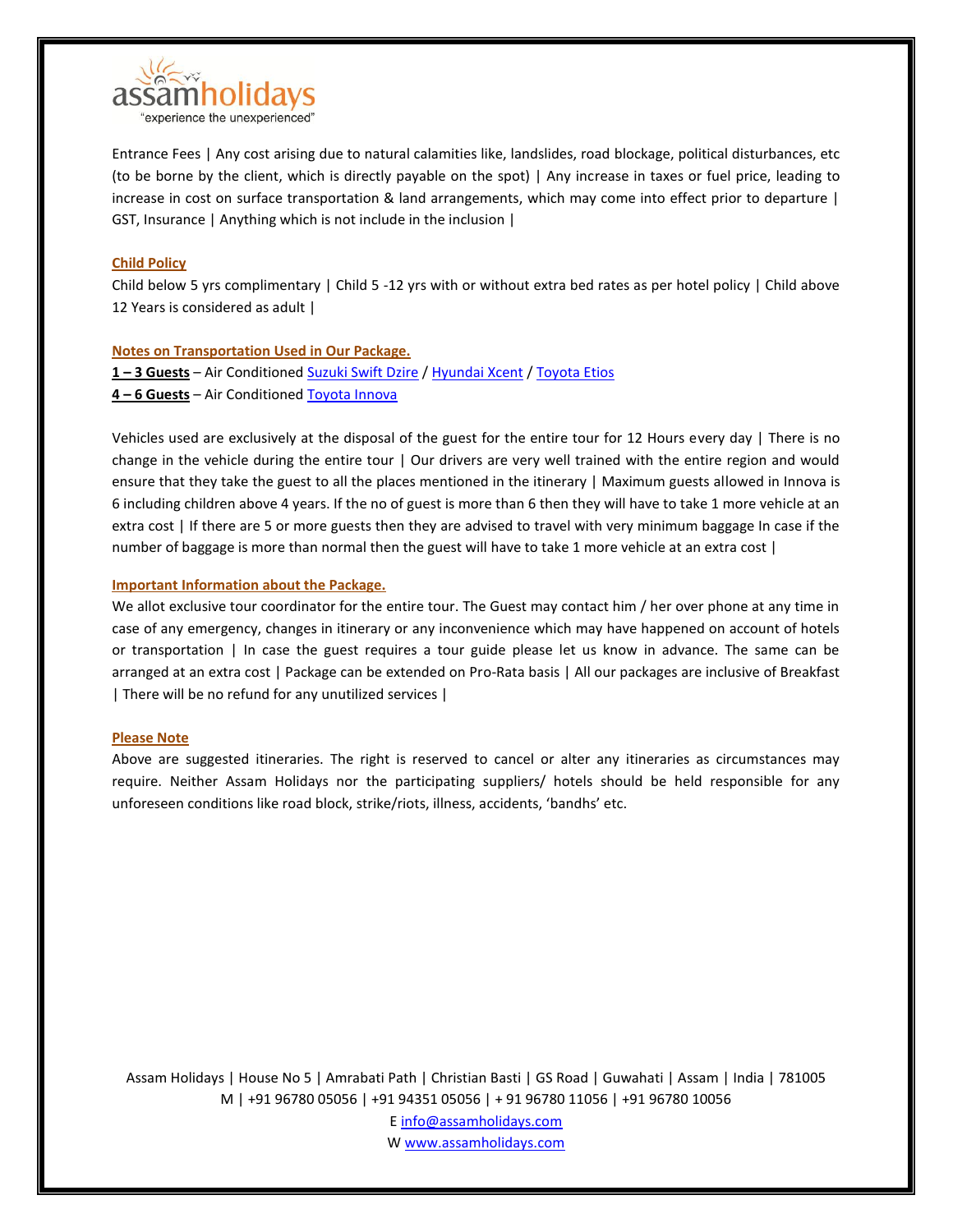Entrance Fees | Any cost arising due to natural calamities like, landslides, road blockage, political disturbances, etc (to be borne by the client, which is directly payable on the spot) | Any increase in taxes or fuel price, leading to increase in cost on surface transportation & land arrangements, which may come into effect prior to departure | GST, Insurance | Anything which is not include in the inclusion |

## Child Policy

Child below 5 yrs complimentary | Child 5 -12 yrs with or without extra bed rates as per hotel policy | Child above 12 Years is considered as adult |

## Notes on Transportation Used in Our Package.

**1 – 3 Guests** – Air Conditioned Suzuki Swift Dzire / Hyundai Xcent / Toyota Etios
**4 – 6 Guests** – Air Conditioned Toyota Innova

Vehicles used are exclusively at the disposal of the guest for the entire tour for 12 Hours every day | There is no change in the vehicle during the entire tour | Our drivers are very well trained with the entire region and would ensure that they take the guest to all the places mentioned in the itinerary | Maximum guests allowed in Innova is 6 including children above 4 years. If the no of guest is more than 6 then they will have to take 1 more vehicle at an extra cost | If there are 5 or more guests then they are advised to travel with very minimum baggage In case if the number of baggage is more than normal then the guest will have to take 1 more vehicle at an extra cost |

## Important Information about the Package.

We allot exclusive tour coordinator for the entire tour. The Guest may contact him / her over phone at any time in case of any emergency, changes in itinerary or any inconvenience which may have happened on account of hotels or transportation | In case the guest requires a tour guide please let us know in advance. The same can be arranged at an extra cost | Package can be extended on Pro-Rata basis | All our packages are inclusive of Breakfast | There will be no refund for any unutilized services |

## Please Note

Above are suggested itineraries. The right is reserved to cancel or alter any itineraries as circumstances may require. Neither Assam Holidays nor the participating suppliers/ hotels should be held responsible for any unforeseen conditions like road block, strike/riots, illness, accidents, 'bandhs' etc.